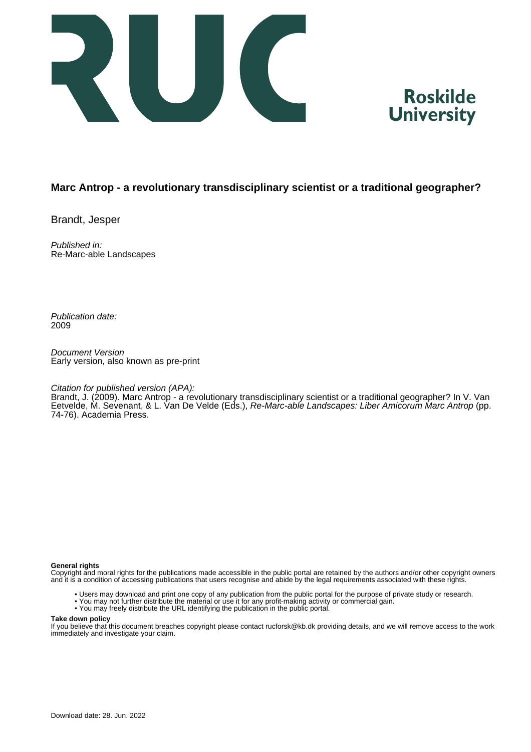Roskilde University

# Marc Antrop - a revolutionary transdisciplinary scientist or a traditional geographer?

Brandt, Jesper

*Published in:*
Re-Marc-able Landscapes

*Publication date:*
2009

*Document Version*
Early version, also known as pre-print

*Citation for published version (APA):*
Brandt, J. (2009). Marc Antrop - a revolutionary transdisciplinary scientist or a traditional geographer? In V. Van Eetvelde, M. Sevenant, & L. Van De Velde (Eds.), *Re-Marc-able Landscapes: Liber Amicorum Marc Antrop* (pp. 74-76). Academia Press.

**General rights**
Copyright and moral rights for the publications made accessible in the public portal are retained by the authors and/or other copyright owners and it is a condition of accessing publications that users recognise and abide by the legal requirements associated with these rights.

- Users may download and print one copy of any publication from the public portal for the purpose of private study or research.
- You may not further distribute the material or use it for any profit-making activity or commercial gain.
- You may freely distribute the URL identifying the publication in the public portal.

**Take down policy**
If you believe that this document breaches copyright please contact rucforsk@kb.dk providing details, and we will remove access to the work immediately and investigate your claim.

Download date: 28. Jun. 2022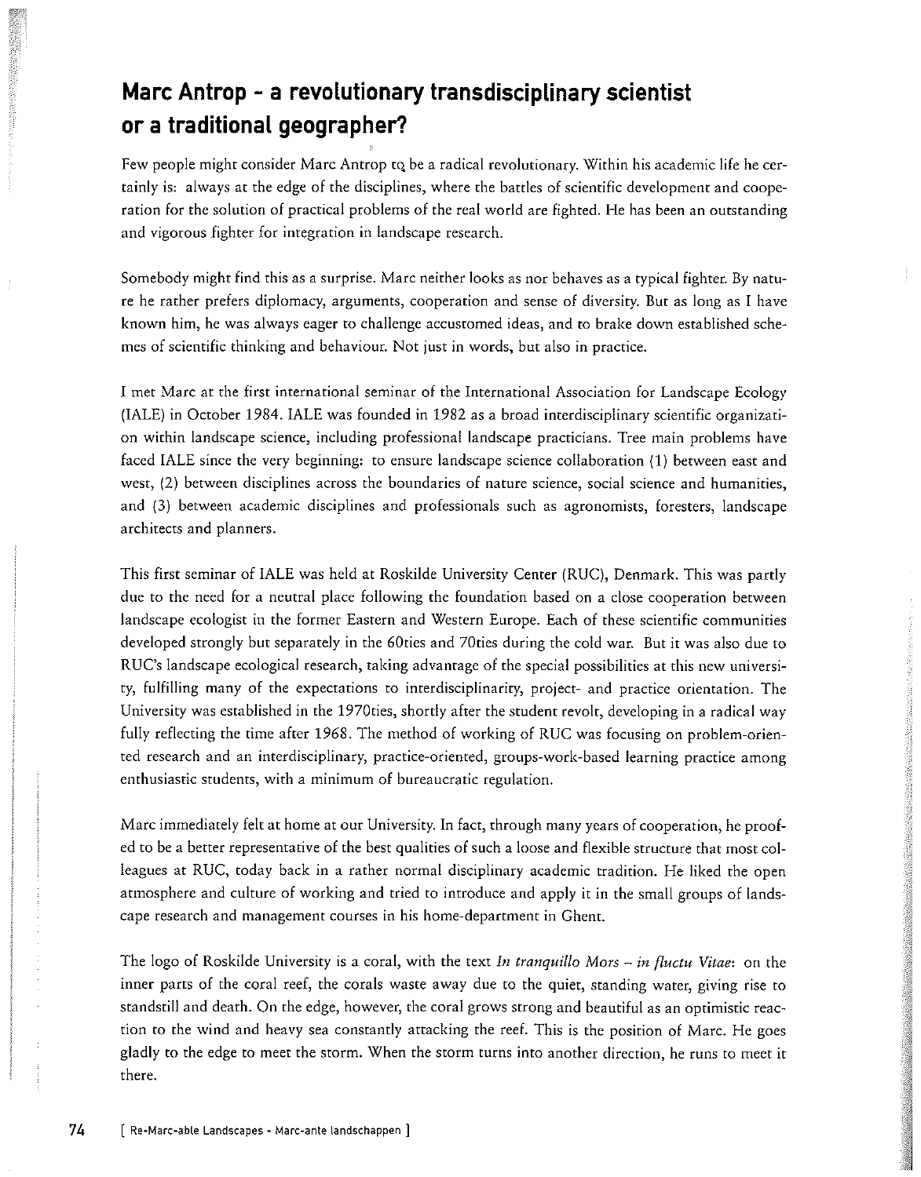# Marc Antrop - a revolutionary transdisciplinary scientist or a traditional geographer?

Few people might consider Marc Antrop to be a radical revolutionary. Within his academic life he certainly is: always at the edge of the disciplines, where the battles of scientific development and cooperation for the solution of practical problems of the real world are fighted. He has been an outstanding and vigorous fighter for integration in landscape research.

Somebody might find this as a surprise. Marc neither looks as nor behaves as a typical fighter. By nature he rather prefers diplomacy, arguments, cooperation and sense of diversity. But as long as I have known him, he was always eager to challenge accustomed ideas, and to brake down established schemes of scientific thinking and behaviour. Not just in words, but also in practice.

I met Marc at the first international seminar of the International Association for Landscape Ecology (IALE) in October 1984. IALE was founded in 1982 as a broad interdisciplinary scientific organization within landscape science, including professional landscape practicians. Tree main problems have faced IALE since the very beginning: to ensure landscape science collaboration (1) between east and west, (2) between disciplines across the boundaries of nature science, social science and humanities, and (3) between academic disciplines and professionals such as agronomists, foresters, landscape architects and planners.

This first seminar of IALE was held at Roskilde University Center (RUC), Denmark. This was partly due to the need for a neutral place following the foundation based on a close cooperation between landscape ecologist in the former Eastern and Western Europe. Each of these scientific communities developed strongly but separately in the 60ties and 70ties during the cold war. But it was also due to RUC's landscape ecological research, taking advantage of the special possibilities at this new university, fulfilling many of the expectations to interdisciplinarity, project- and practice orientation. The University was established in the 1970ties, shortly after the student revolt, developing in a radical way fully reflecting the time after 1968. The method of working of RUC was focusing on problem-oriented research and an interdisciplinary, practice-oriented, groups-work-based learning practice among enthusiastic students, with a minimum of bureaucratic regulation.

Marc immediately felt at home at our University. In fact, through many years of cooperation, he proofed to be a better representative of the best qualities of such a loose and flexible structure that most colleagues at RUC, today back in a rather normal disciplinary academic tradition. He liked the open atmosphere and culture of working and tried to introduce and apply it in the small groups of landscape research and management courses in his home-department in Ghent.

The logo of Roskilde University is a coral, with the text *In tranquillo Mors – in fluctu Vitae*: on the inner parts of the coral reef, the corals waste away due to the quiet, standing water, giving rise to standstill and death. On the edge, however, the coral grows strong and beautiful as an optimistic reaction to the wind and heavy sea constantly attacking the reef. This is the position of Marc. He goes gladly to the edge to meet the storm. When the storm turns into another direction, he runs to meet it there.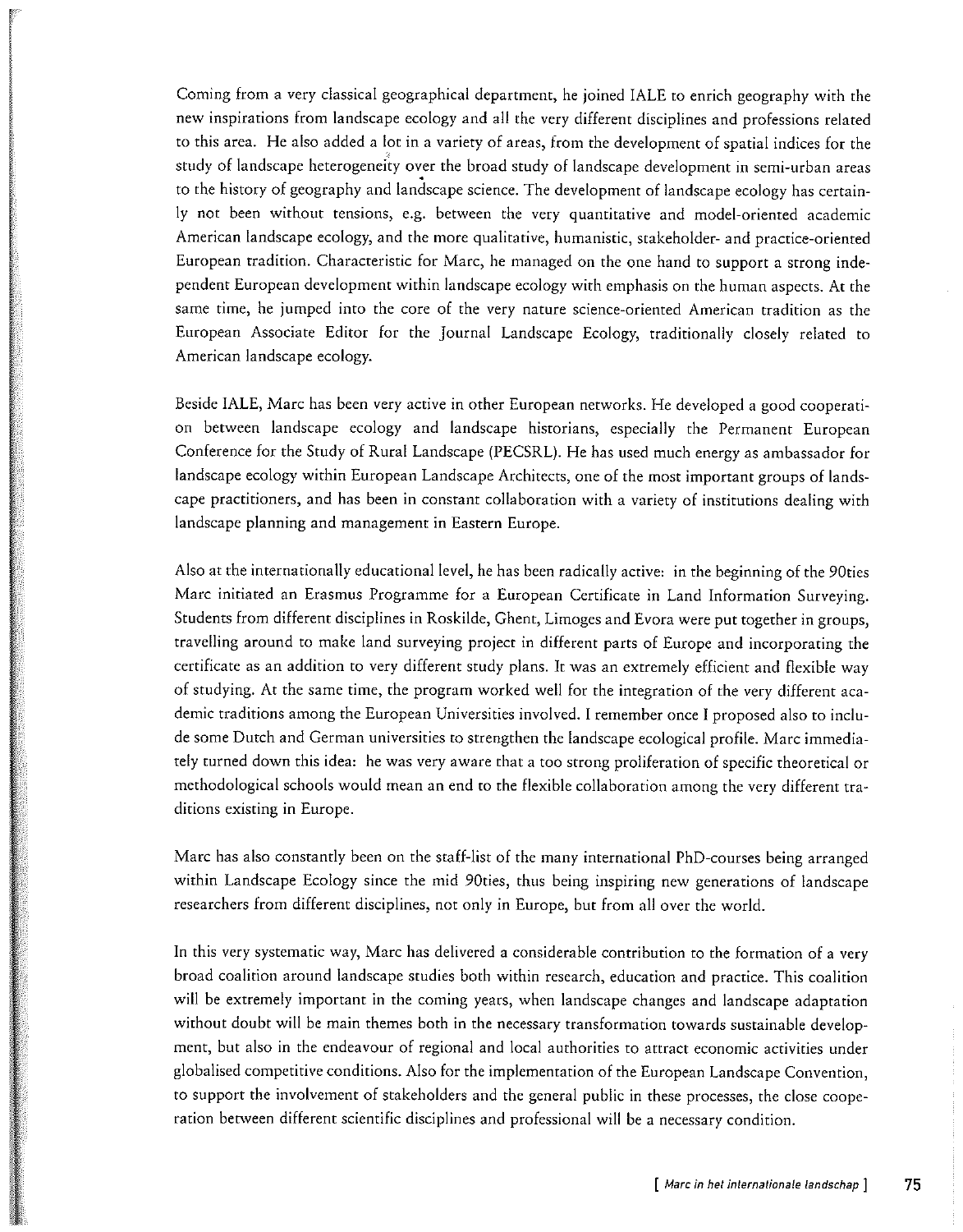Coming from a very classical geographical department, he joined IALE to enrich geography with the new inspirations from landscape ecology and all the very different disciplines and professions related to this area. He also added a lot in a variety of areas, from the development of spatial indices for the study of landscape heterogeneity over the broad study of landscape development in semi-urban areas to the history of geography and landscape science. The development of landscape ecology has certainly not been without tensions, e.g. between the very quantitative and model-oriented academic American landscape ecology, and the more qualitative, humanistic, stakeholder- and practice-oriented European tradition. Characteristic for Marc, he managed on the one hand to support a strong independent European development within landscape ecology with emphasis on the human aspects. At the same time, he jumped into the core of the very nature science-oriented American tradition as the European Associate Editor for the Journal Landscape Ecology, traditionally closely related to American landscape ecology.

Beside IALE, Marc has been very active in other European networks. He developed a good cooperation between landscape ecology and landscape historians, especially the Permanent European Conference for the Study of Rural Landscape (PECSRL). He has used much energy as ambassador for landscape ecology within European Landscape Architects, one of the most important groups of landscape practitioners, and has been in constant collaboration with a variety of institutions dealing with landscape planning and management in Eastern Europe.

Also at the internationally educational level, he has been radically active: in the beginning of the 90ties Marc initiated an Erasmus Programme for a European Certificate in Land Information Surveying. Students from different disciplines in Roskilde, Ghent, Limoges and Evora were put together in groups, travelling around to make land surveying project in different parts of Europe and incorporating the certificate as an addition to very different study plans. It was an extremely efficient and flexible way of studying. At the same time, the program worked well for the integration of the very different academic traditions among the European Universities involved. I remember once I proposed also to include some Dutch and German universities to strengthen the landscape ecological profile. Marc immediately turned down this idea: he was very aware that a too strong proliferation of specific theoretical or methodological schools would mean an end to the flexible collaboration among the very different traditions existing in Europe.

Marc has also constantly been on the staff-list of the many international PhD-courses being arranged within Landscape Ecology since the mid 90ties, thus being inspiring new generations of landscape researchers from different disciplines, not only in Europe, but from all over the world.

In this very systematic way, Marc has delivered a considerable contribution to the formation of a very broad coalition around landscape studies both within research, education and practice. This coalition will be extremely important in the coming years, when landscape changes and landscape adaptation without doubt will be main themes both in the necessary transformation towards sustainable development, but also in the endeavour of regional and local authorities to attract economic activities under globalised competitive conditions. Also for the implementation of the European Landscape Convention, to support the involvement of stakeholders and the general public in these processes, the close cooperation between different scientific disciplines and professional will be a necessary condition.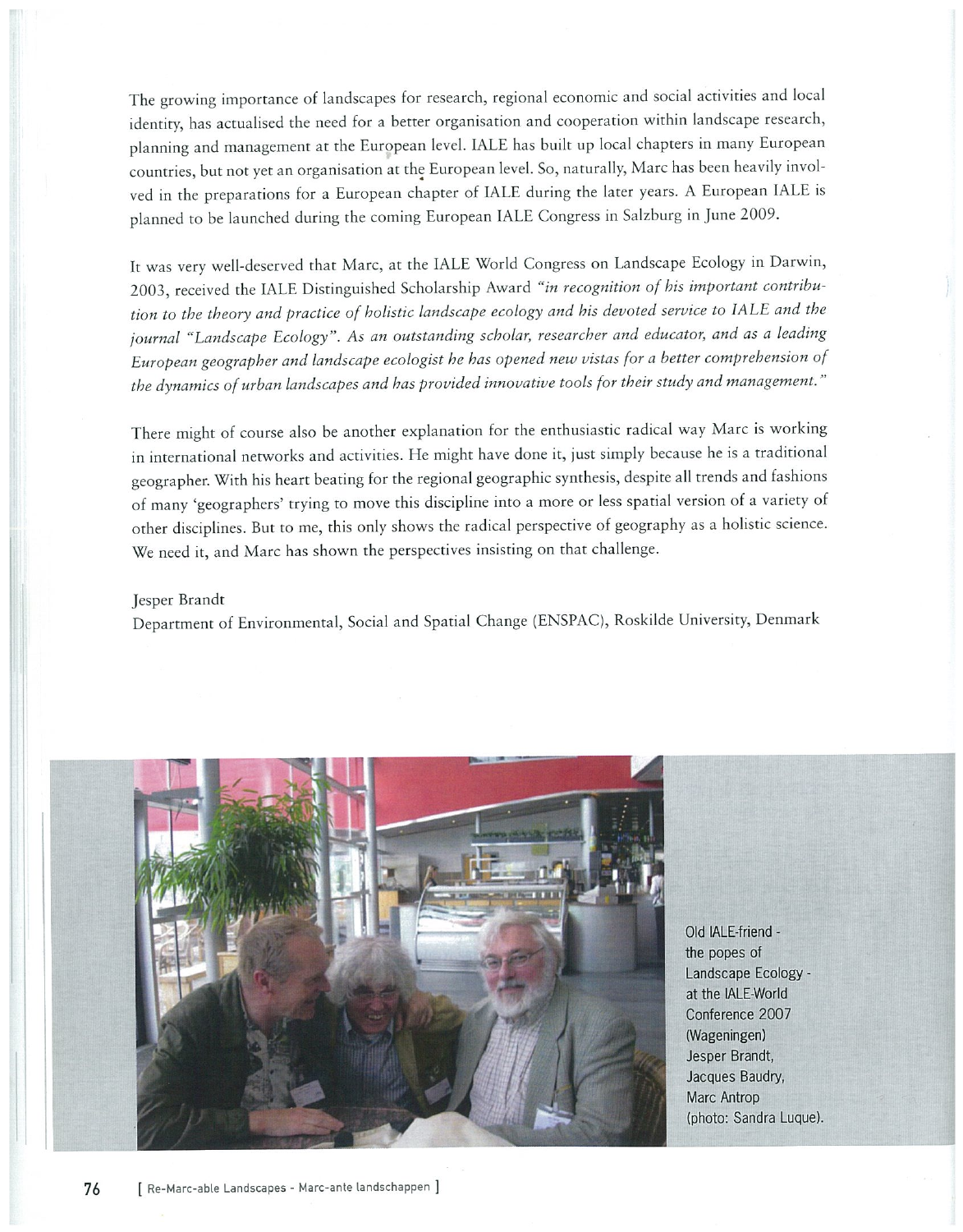The growing importance of landscapes for research, regional economic and social activities and local identity, has actualised the need for a better organisation and cooperation within landscape research, planning and management at the European level. IALE has built up local chapters in many European countries, but not yet an organisation at the European level. So, naturally, Marc has been heavily involved in the preparations for a European chapter of IALE during the later years. A European IALE is planned to be launched during the coming European IALE Congress in Salzburg in June 2009.

It was very well-deserved that Marc, at the IALE World Congress on Landscape Ecology in Darwin, 2003, received the IALE Distinguished Scholarship Award *"in recognition of his important contribution to the theory and practice of holistic landscape ecology and his devoted service to IALE and the journal "Landscape Ecology". As an outstanding scholar, researcher and educator, and as a leading European geographer and landscape ecologist he has opened new vistas for a better comprehension of the dynamics of urban landscapes and has provided innovative tools for their study and management."*

There might of course also be another explanation for the enthusiastic radical way Marc is working in international networks and activities. He might have done it, just simply because he is a traditional geographer. With his heart beating for the regional geographic synthesis, despite all trends and fashions of many 'geographers' trying to move this discipline into a more or less spatial version of a variety of other disciplines. But to me, this only shows the radical perspective of geography as a holistic science. We need it, and Marc has shown the perspectives insisting on that challenge.

Jesper Brandt
Department of Environmental, Social and Spatial Change (ENSPAC), Roskilde University, Denmark

Old IALE-friend - the popes of Landscape Ecology - at the IALE-World Conference 2007 (Wageningen) Jesper Brandt, Jacques Baudry, Marc Antrop (photo: Sandra Luque).